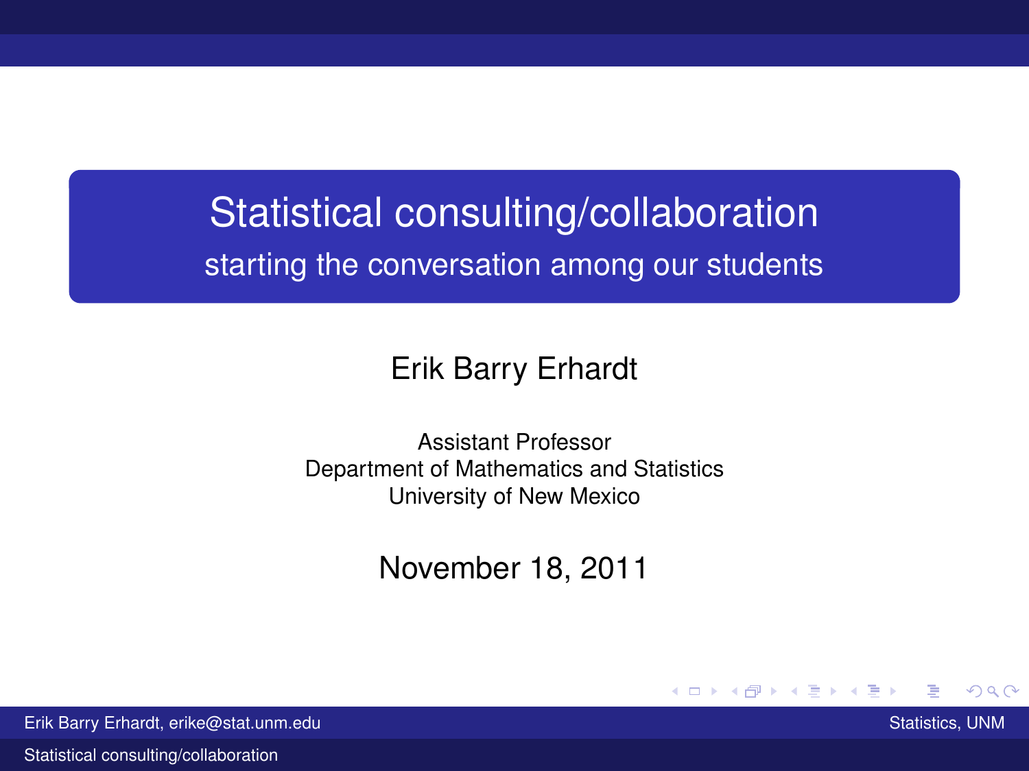# Statistical consulting/collaboration

## starting the conversation among our students

Erik Barry Erhardt

Assistant Professor
Department of Mathematics and Statistics
University of New Mexico

November 18, 2011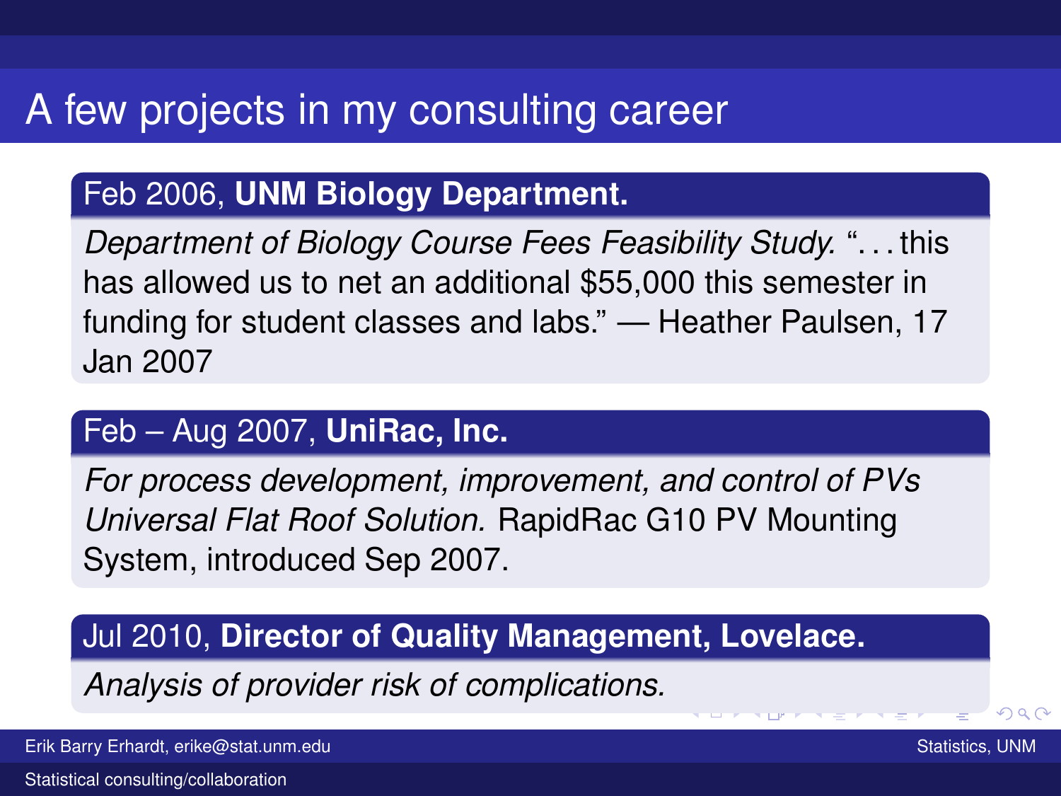# A few projects in my consulting career

### Feb 2006, **UNM Biology Department.**

*Department of Biology Course Fees Feasibility Study.* "...this has allowed us to net an additional $55,000 this semester in funding for student classes and labs." — Heather Paulsen, 17 Jan 2007

### Feb – Aug 2007, **UniRac, Inc.**

*For process development, improvement, and control of PVs Universal Flat Roof Solution.* RapidRac G10 PV Mounting System, introduced Sep 2007.

### Jul 2010, **Director of Quality Management, Lovelace.**

*Analysis of provider risk of complications.*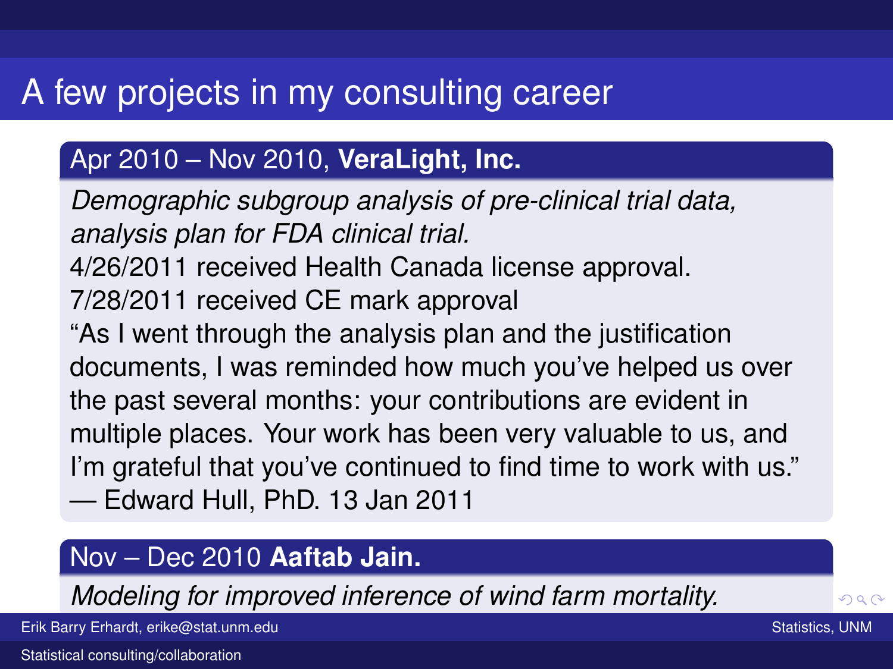# A few projects in my consulting career

## Apr 2010 – Nov 2010, **VeraLight, Inc.**

*Demographic subgroup analysis of pre-clinical trial data, analysis plan for FDA clinical trial.*
4/26/2011 received Health Canada license approval.
7/28/2011 received CE mark approval
"As I went through the analysis plan and the justification documents, I was reminded how much you've helped us over the past several months: your contributions are evident in multiple places. Your work has been very valuable to us, and I'm grateful that you've continued to find time to work with us."
— Edward Hull, PhD. 13 Jan 2011

## Nov – Dec 2010 **Aaftab Jain.**

*Modeling for improved inference of wind farm mortality.*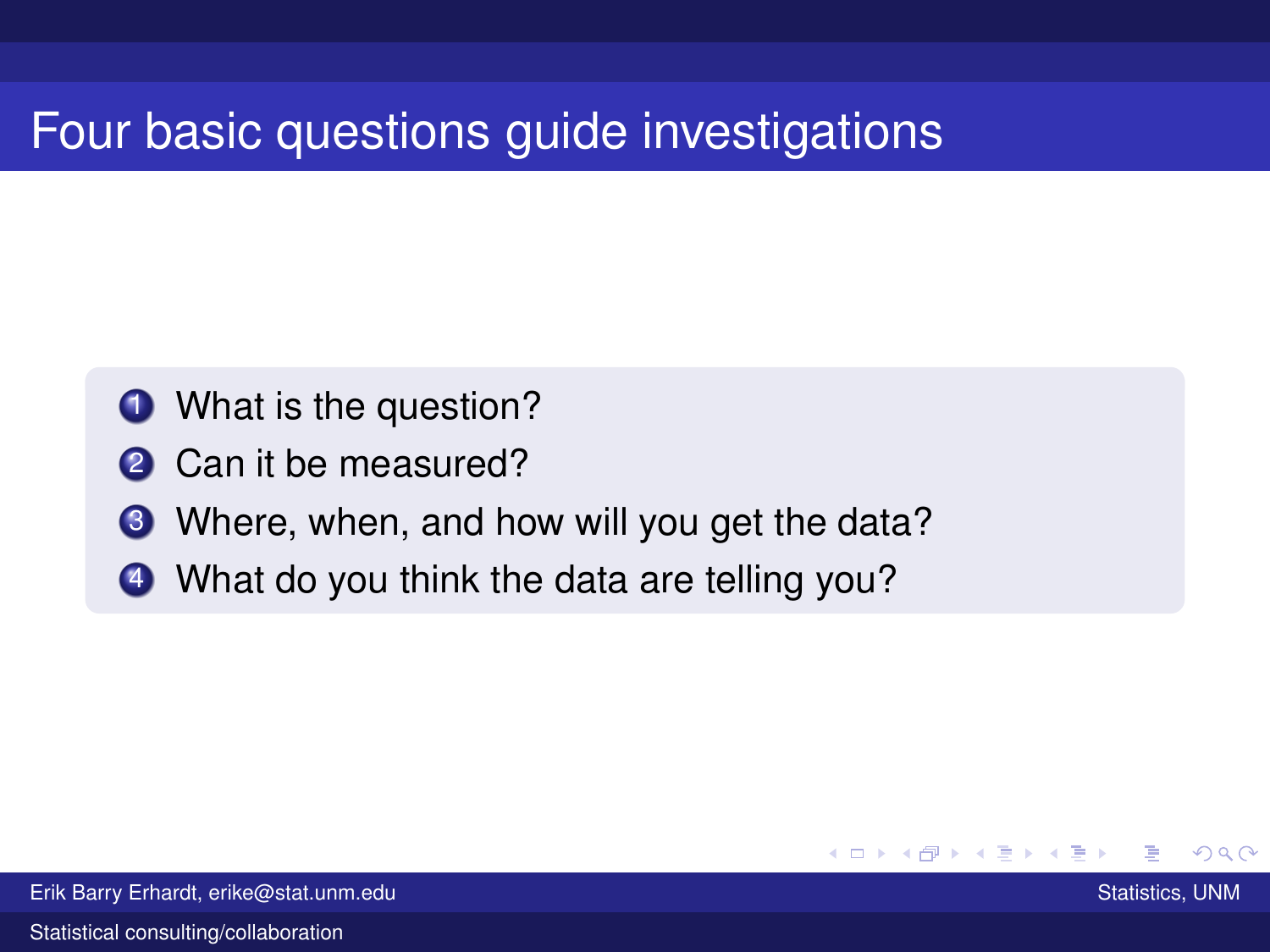# Four basic questions guide investigations

1. What is the question?
2. Can it be measured?
3. Where, when, and how will you get the data?
4. What do you think the data are telling you?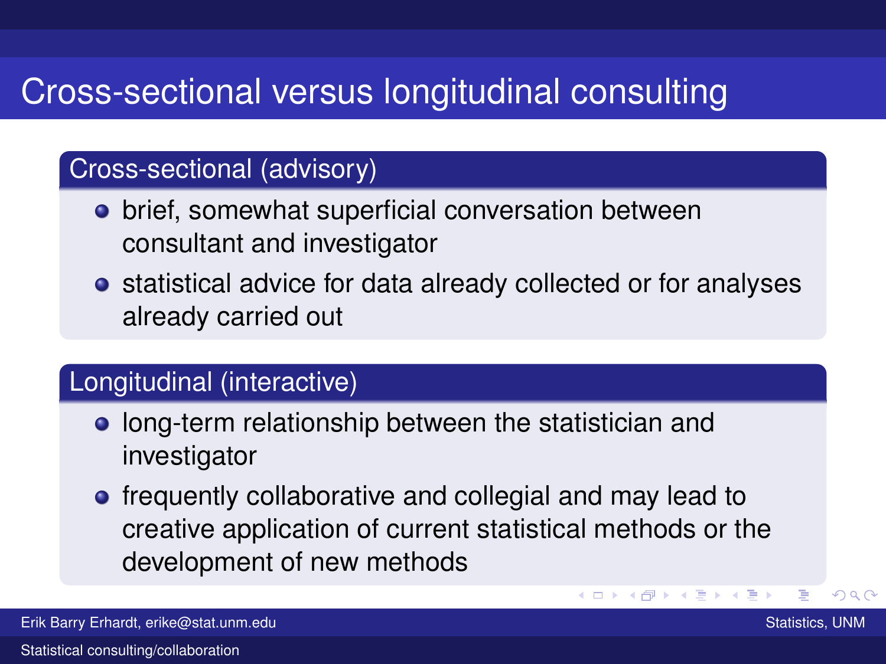# Cross-sectional versus longitudinal consulting

## Cross-sectional (advisory)

- brief, somewhat superficial conversation between consultant and investigator
- statistical advice for data already collected or for analyses already carried out

## Longitudinal (interactive)

- long-term relationship between the statistician and investigator
- frequently collaborative and collegial and may lead to creative application of current statistical methods or the development of new methods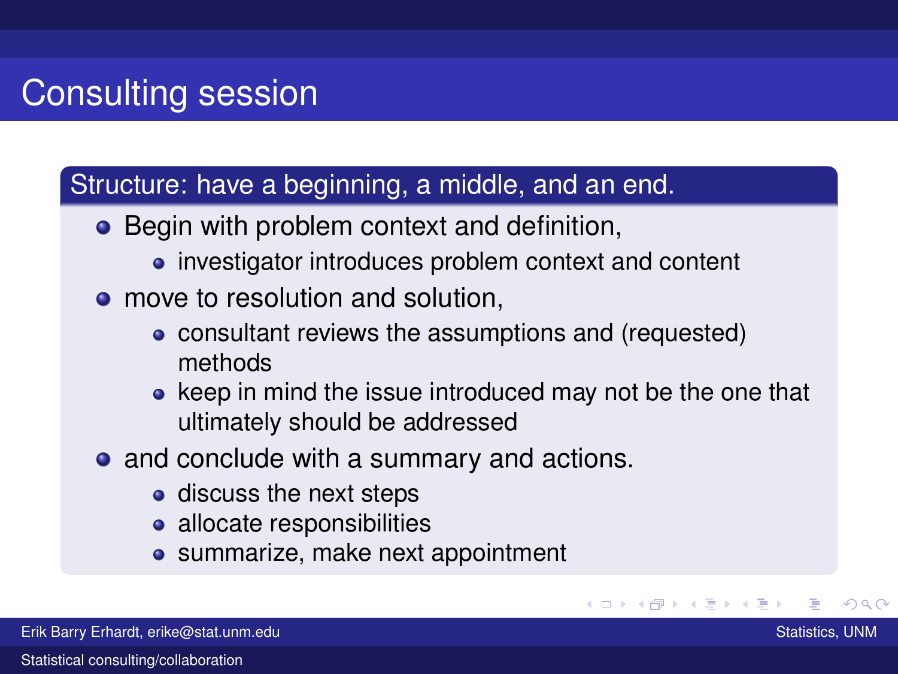# Consulting session

## Structure: have a beginning, a middle, and an end.

- Begin with problem context and definition,
  - investigator introduces problem context and content
- move to resolution and solution,
  - consultant reviews the assumptions and (requested) methods
  - keep in mind the issue introduced may not be the one that ultimately should be addressed
- and conclude with a summary and actions.
  - discuss the next steps
  - allocate responsibilities
  - summarize, make next appointment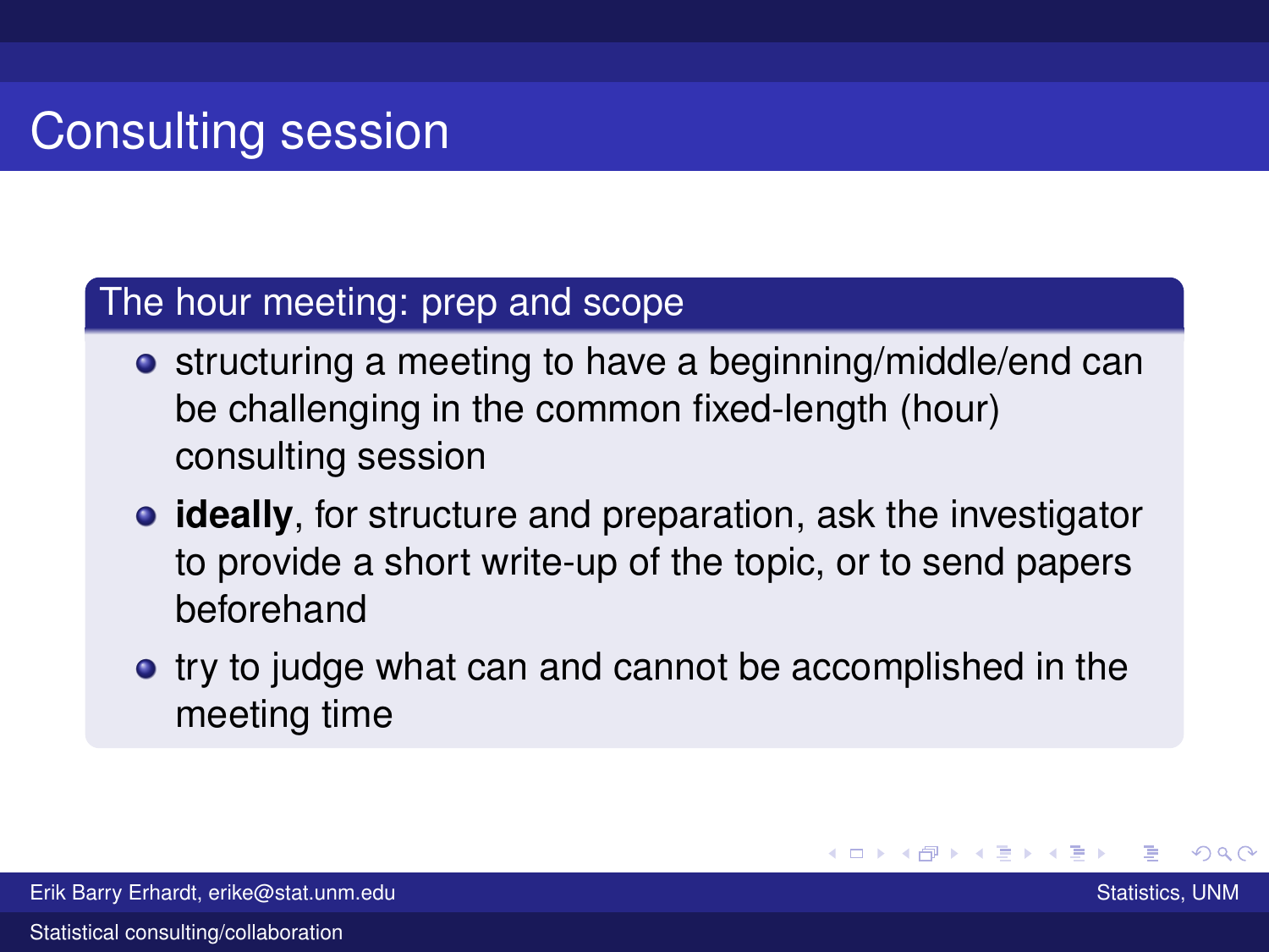# Consulting session

## The hour meeting: prep and scope

- structuring a meeting to have a beginning/middle/end can be challenging in the common fixed-length (hour) consulting session
- **ideally**, for structure and preparation, ask the investigator to provide a short write-up of the topic, or to send papers beforehand
- try to judge what can and cannot be accomplished in the meeting time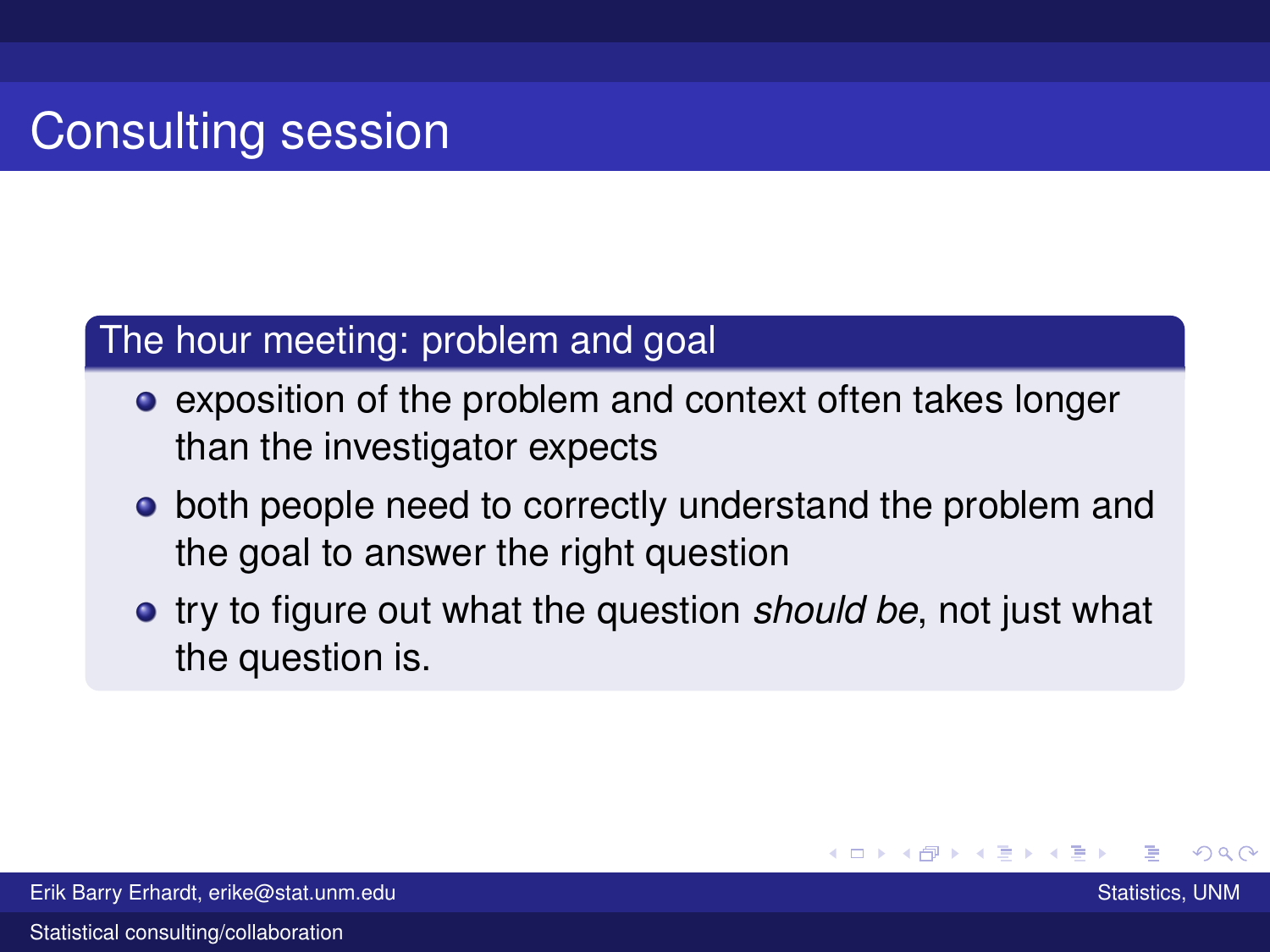# Consulting session

## The hour meeting: problem and goal

- exposition of the problem and context often takes longer than the investigator expects
- both people need to correctly understand the problem and the goal to answer the right question
- try to figure out what the question *should be*, not just what the question is.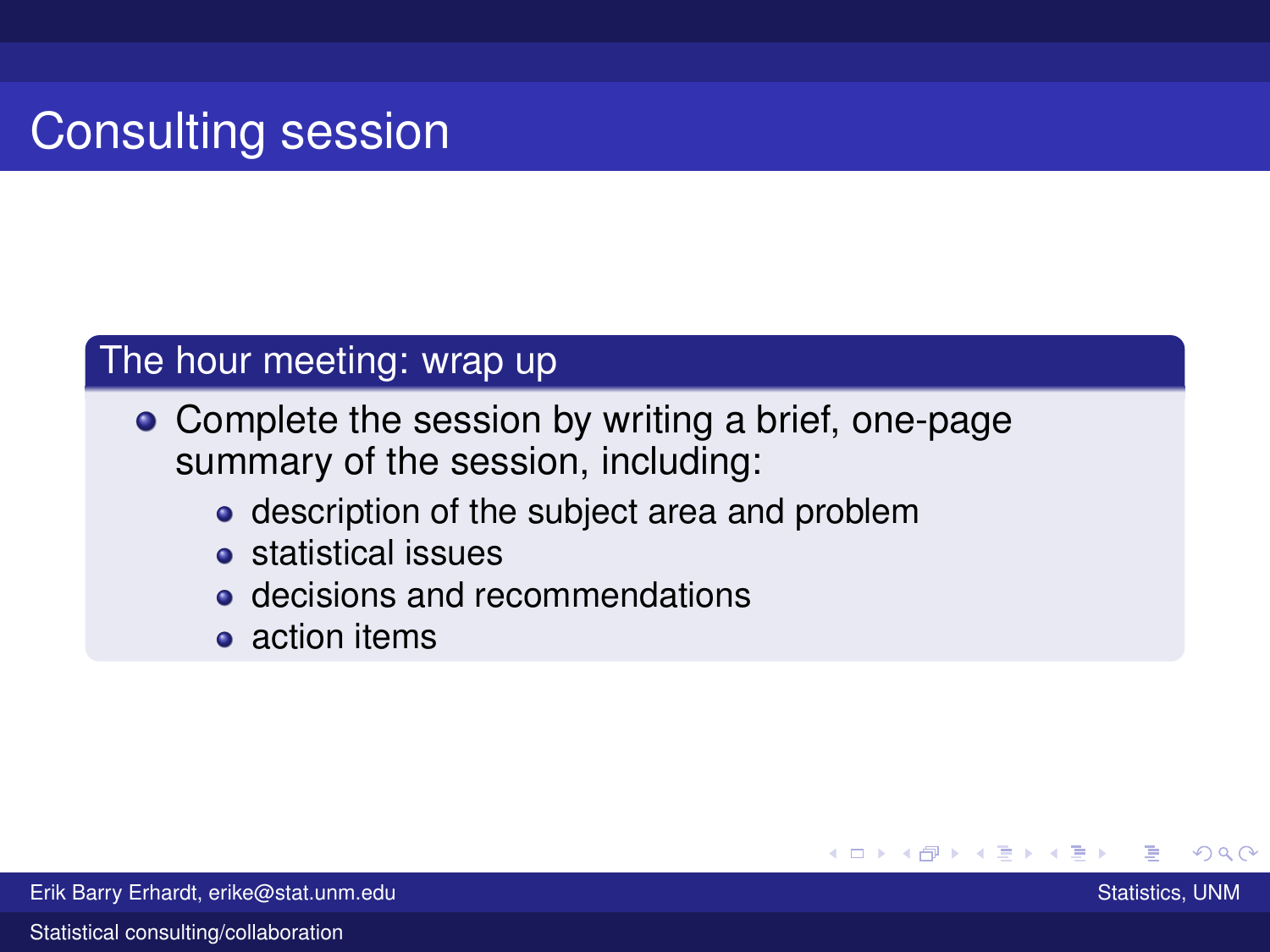# Consulting session

## The hour meeting: wrap up

- Complete the session by writing a brief, one-page summary of the session, including:
  - description of the subject area and problem
  - statistical issues
  - decisions and recommendations
  - action items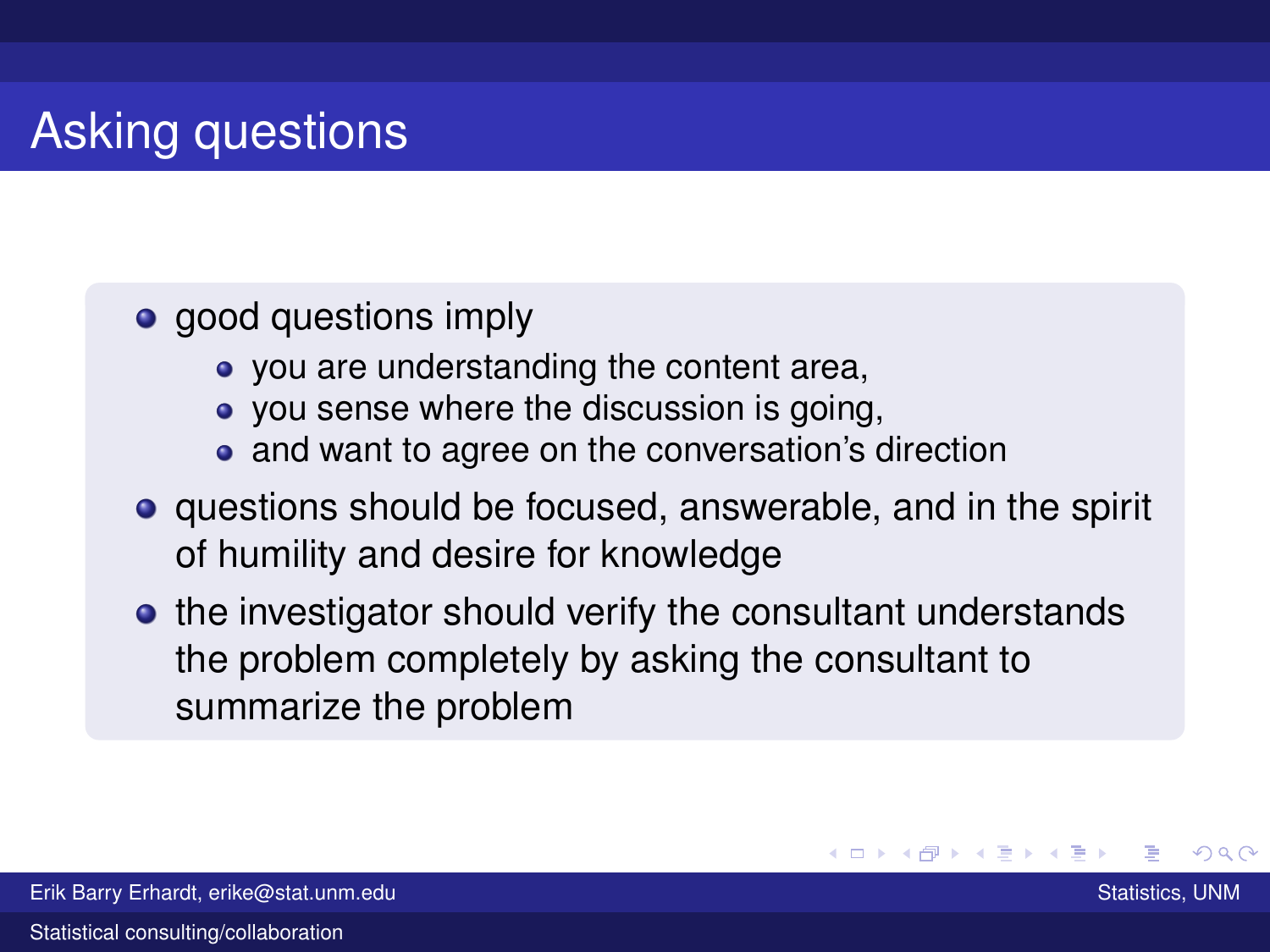# Asking questions

- good questions imply
  - you are understanding the content area,
  - you sense where the discussion is going,
  - and want to agree on the conversation's direction
- questions should be focused, answerable, and in the spirit of humility and desire for knowledge
- the investigator should verify the consultant understands the problem completely by asking the consultant to summarize the problem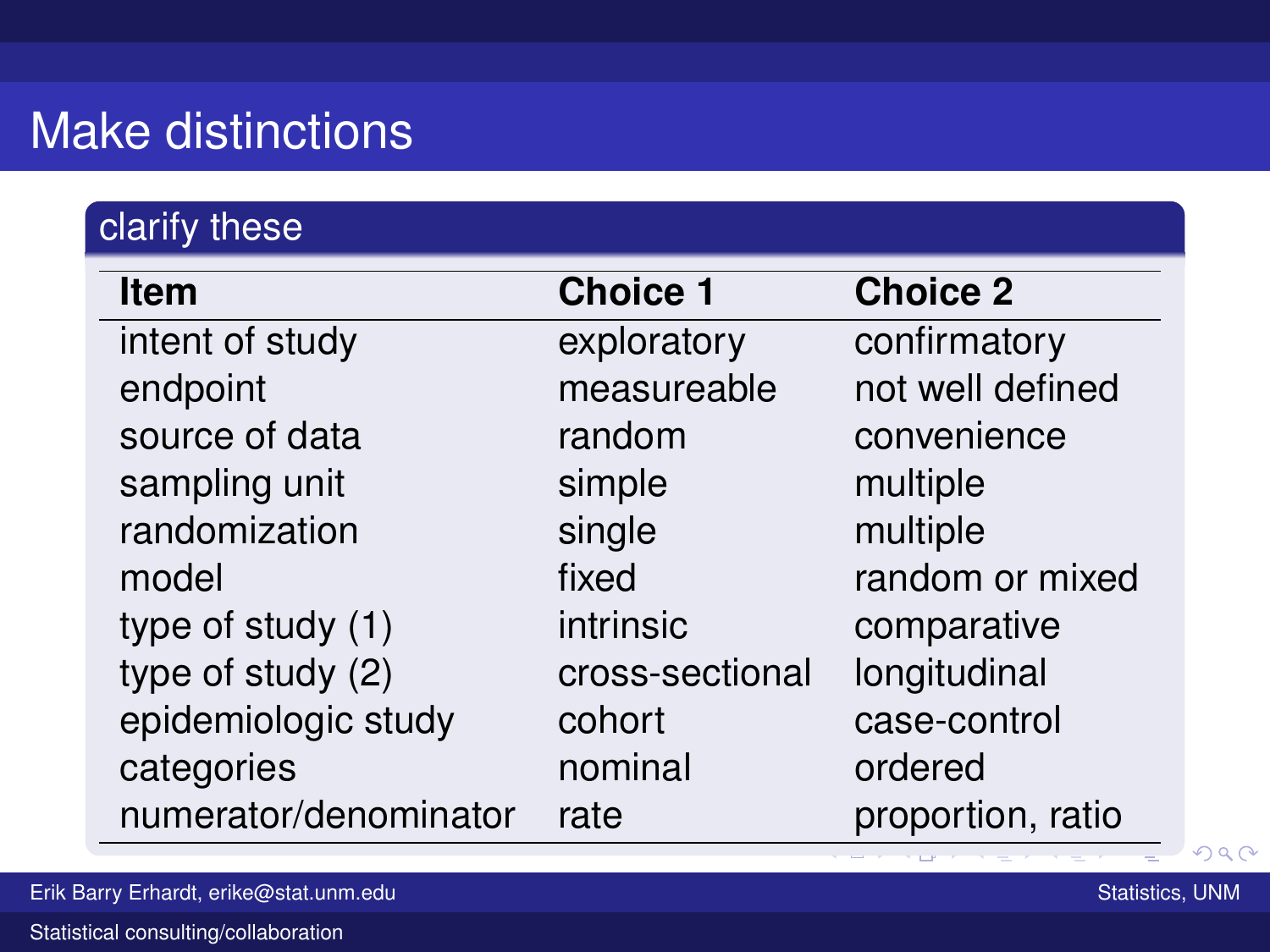# Make distinctions

## clarify these

| Item | Choice 1 | Choice 2 |
|---|---|---|
| intent of study | exploratory | confirmatory |
| endpoint | measureable | not well defined |
| source of data | random | convenience |
| sampling unit | simple | multiple |
| randomization | single | multiple |
| model | fixed | random or mixed |
| type of study (1) | intrinsic | comparative |
| type of study (2) | cross-sectional | longitudinal |
| epidemiologic study | cohort | case-control |
| categories | nominal | ordered |
| numerator/denominator | rate | proportion, ratio |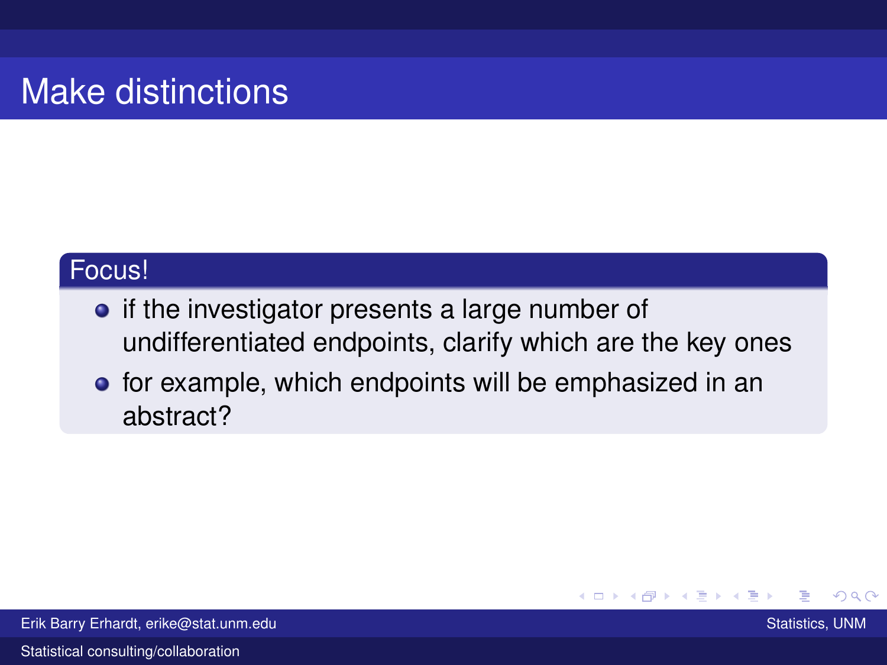# Make distinctions

### Focus!

- if the investigator presents a large number of undifferentiated endpoints, clarify which are the key ones
- for example, which endpoints will be emphasized in an abstract?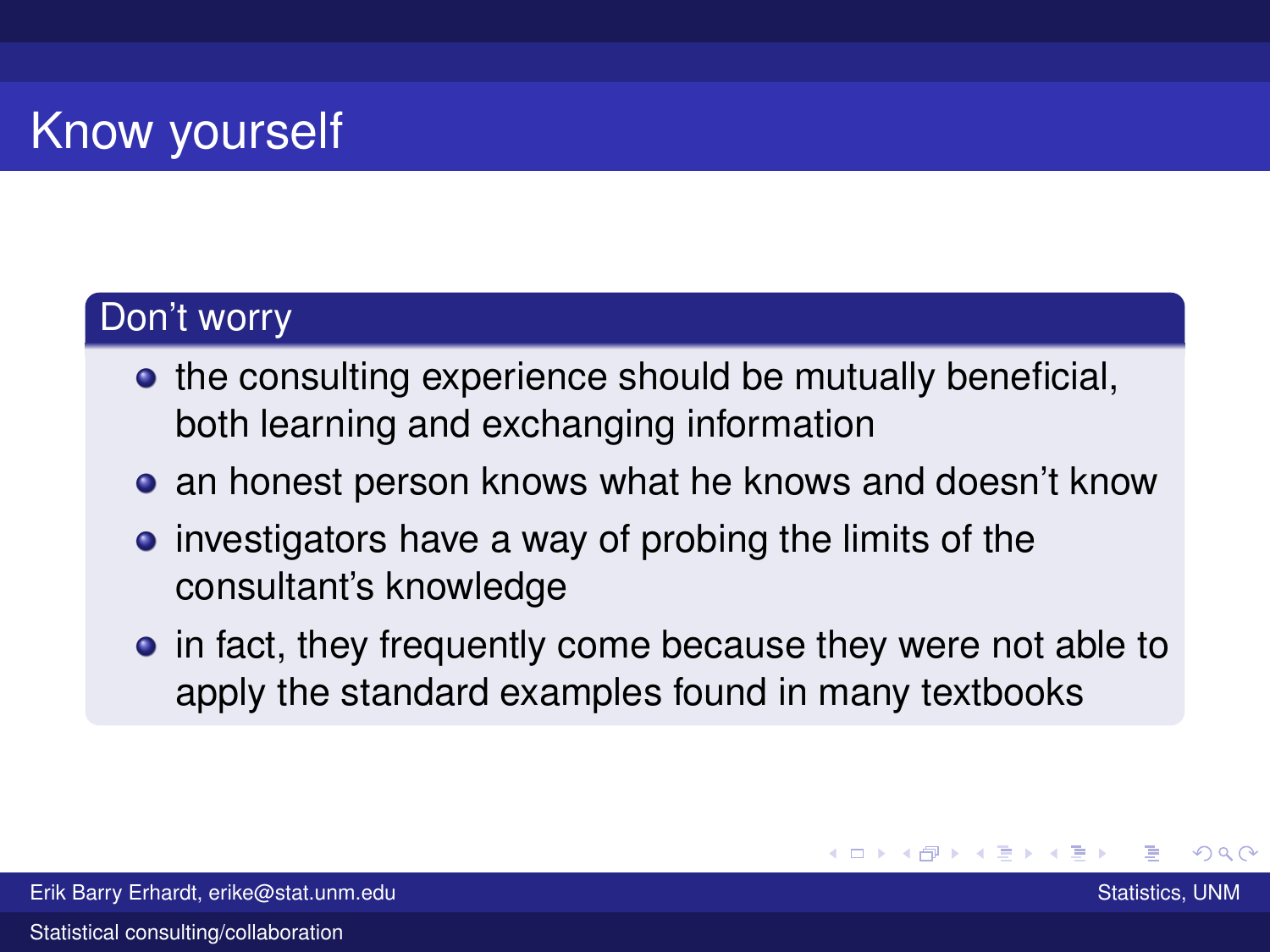# Know yourself

## Don't worry

- the consulting experience should be mutually beneficial, both learning and exchanging information
- an honest person knows what he knows and doesn't know
- investigators have a way of probing the limits of the consultant's knowledge
- in fact, they frequently come because they were not able to apply the standard examples found in many textbooks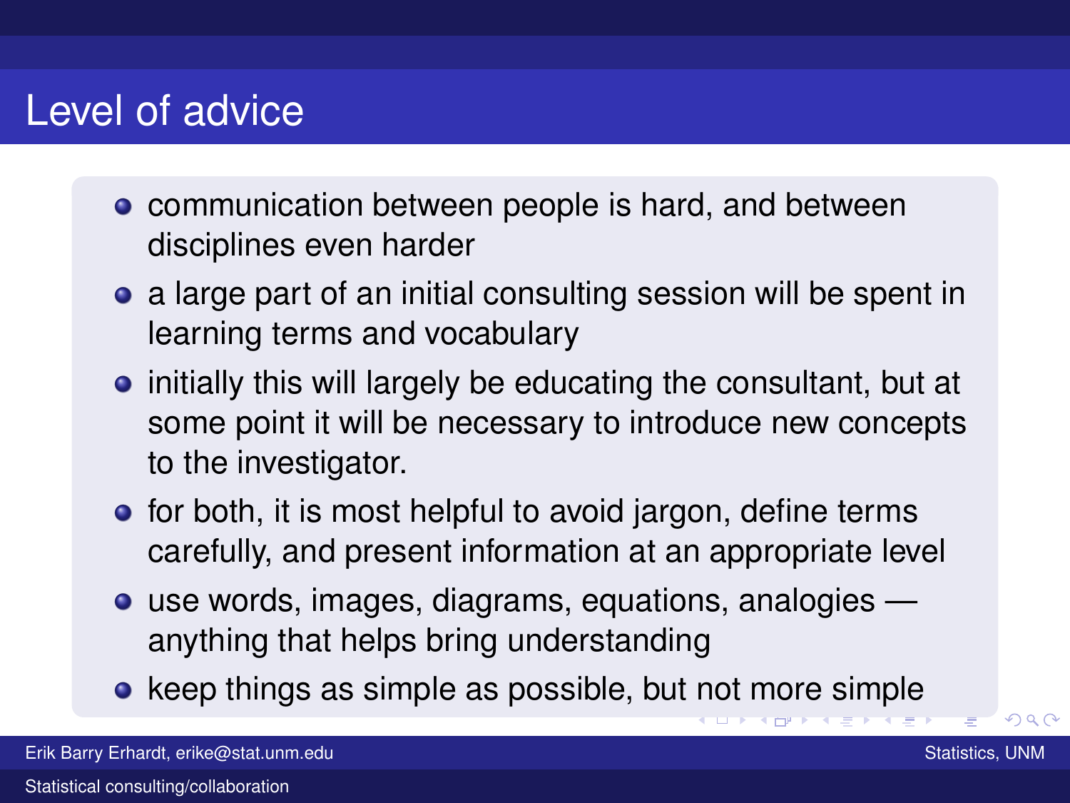# Level of advice

- communication between people is hard, and between disciplines even harder
- a large part of an initial consulting session will be spent in learning terms and vocabulary
- initially this will largely be educating the consultant, but at some point it will be necessary to introduce new concepts to the investigator.
- for both, it is most helpful to avoid jargon, define terms carefully, and present information at an appropriate level
- use words, images, diagrams, equations, analogies — anything that helps bring understanding
- keep things as simple as possible, but not more simple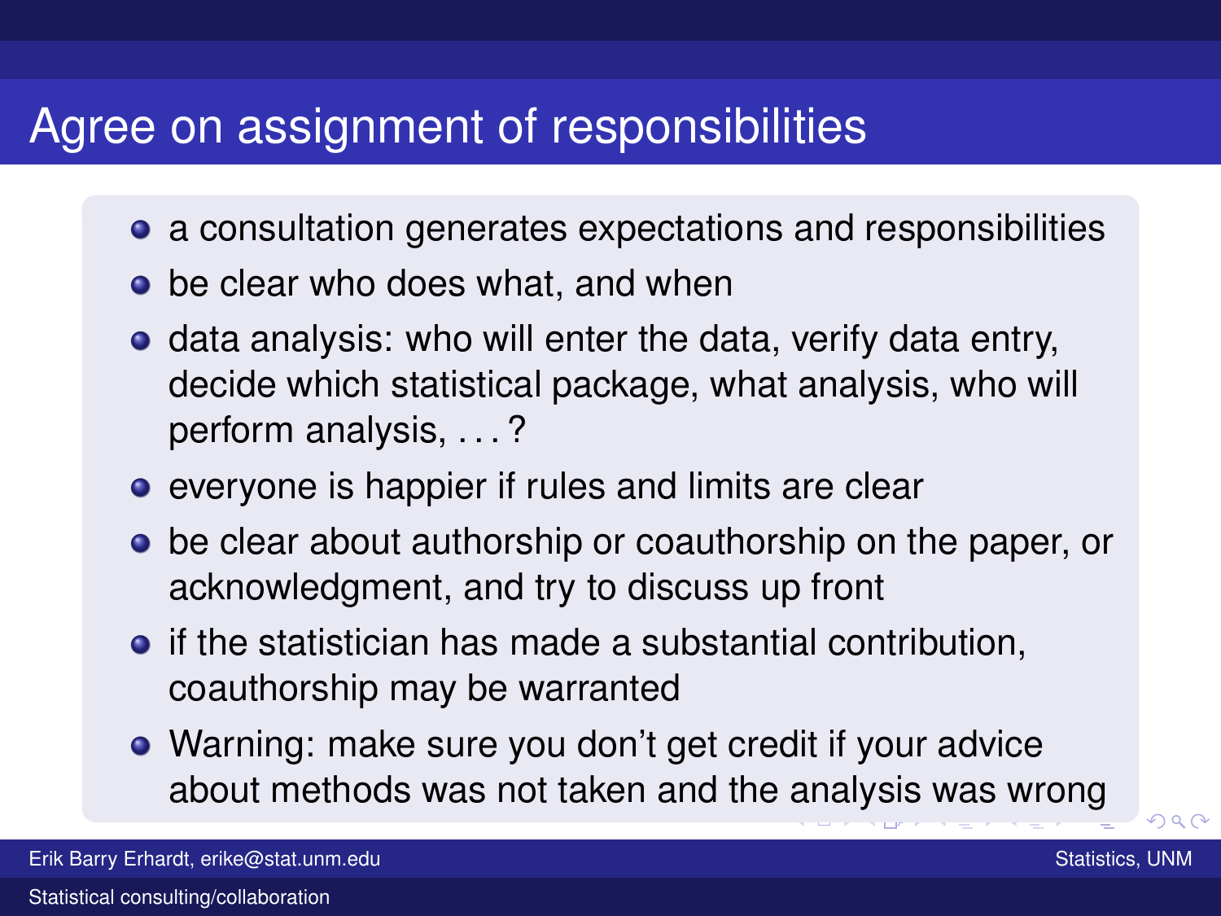# Agree on assignment of responsibilities

- a consultation generates expectations and responsibilities
- be clear who does what, and when
- data analysis: who will enter the data, verify data entry, decide which statistical package, what analysis, who will perform analysis, . . . ?
- everyone is happier if rules and limits are clear
- be clear about authorship or coauthorship on the paper, or acknowledgment, and try to discuss up front
- if the statistician has made a substantial contribution, coauthorship may be warranted
- Warning: make sure you don't get credit if your advice about methods was not taken and the analysis was wrong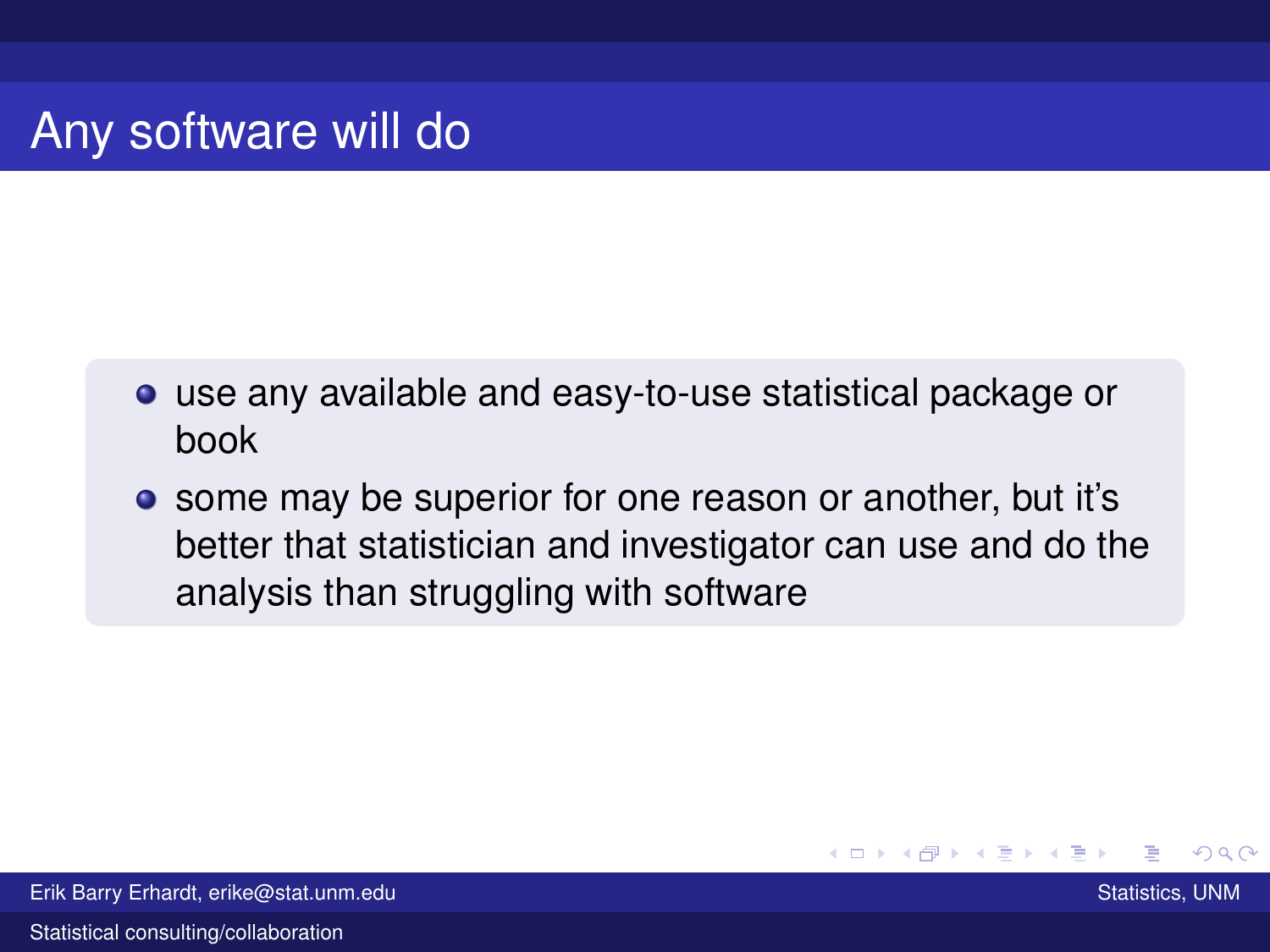# Any software will do

- use any available and easy-to-use statistical package or book
- some may be superior for one reason or another, but it's better that statistician and investigator can use and do the analysis than struggling with software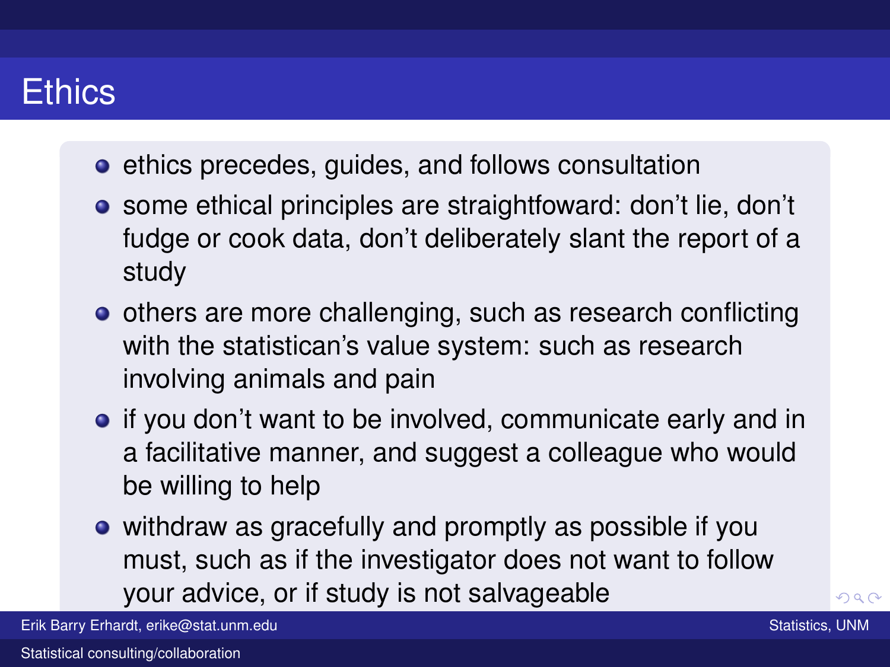# Ethics

- ethics precedes, guides, and follows consultation
- some ethical principles are straightfoward: don't lie, don't fudge or cook data, don't deliberately slant the report of a study
- others are more challenging, such as research conflicting with the statistican's value system: such as research involving animals and pain
- if you don't want to be involved, communicate early and in a facilitative manner, and suggest a colleague who would be willing to help
- withdraw as gracefully and promptly as possible if you must, such as if the investigator does not want to follow your advice, or if study is not salvageable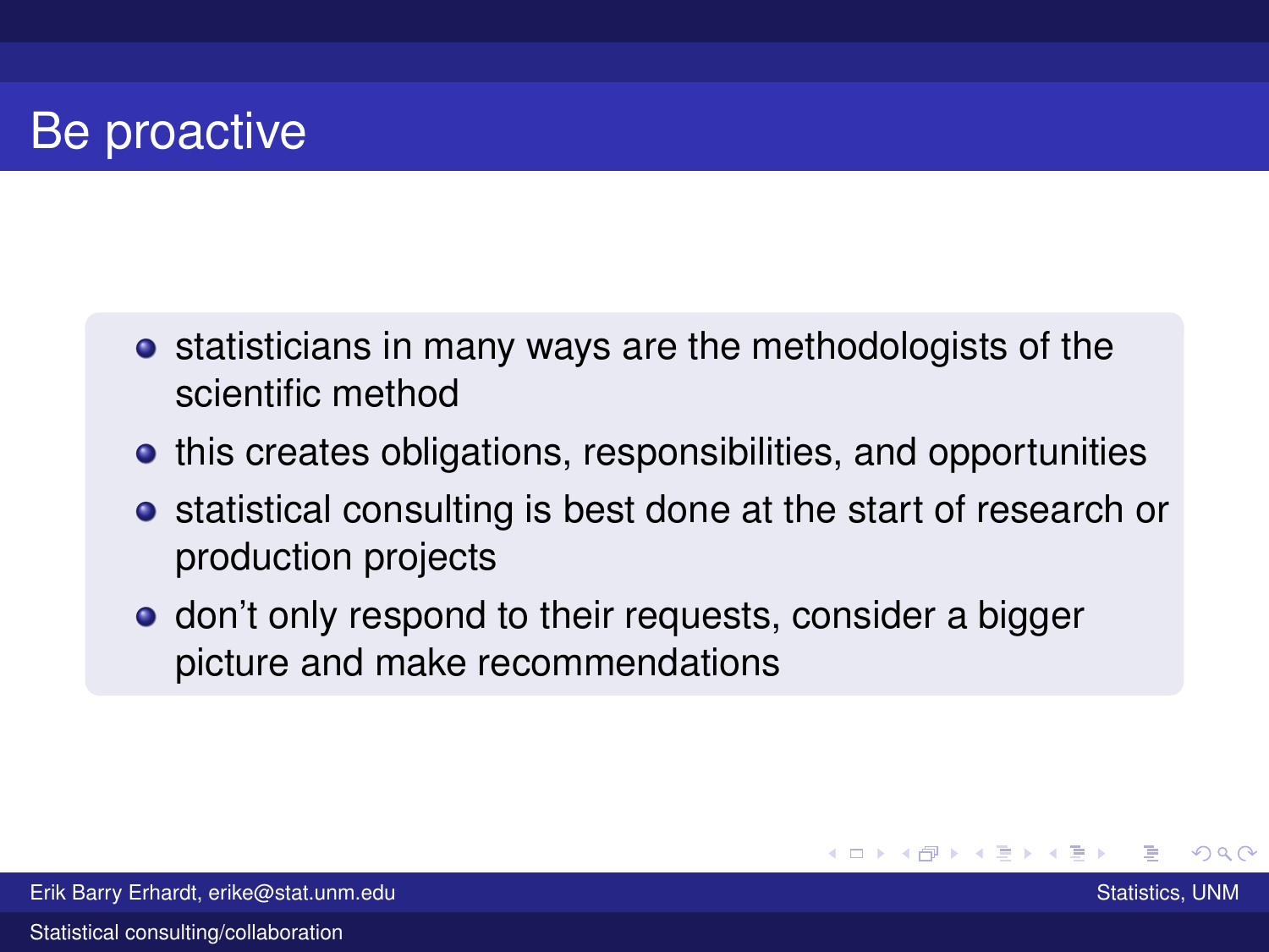# Be proactive

- statisticians in many ways are the methodologists of the scientific method
- this creates obligations, responsibilities, and opportunities
- statistical consulting is best done at the start of research or production projects
- don't only respond to their requests, consider a bigger picture and make recommendations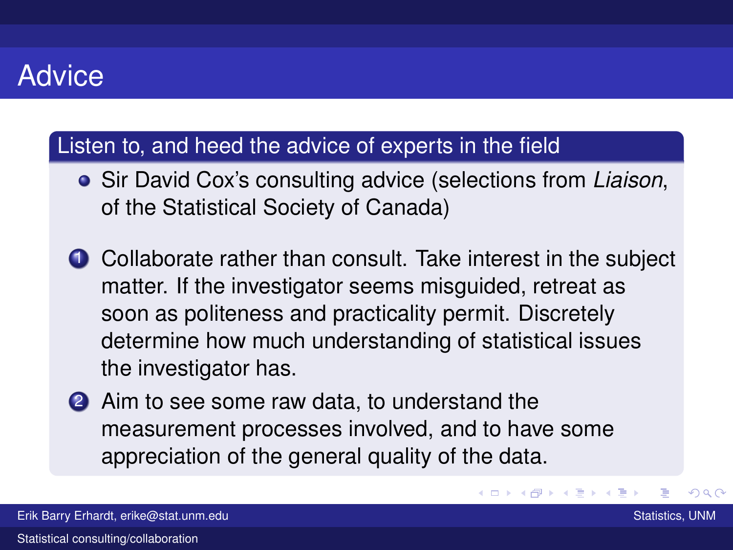# Advice

## Listen to, and heed the advice of experts in the field

- Sir David Cox's consulting advice (selections from *Liaison*, of the Statistical Society of Canada)

1. Collaborate rather than consult. Take interest in the subject matter. If the investigator seems misguided, retreat as soon as politeness and practicality permit. Discretely determine how much understanding of statistical issues the investigator has.
2. Aim to see some raw data, to understand the measurement processes involved, and to have some appreciation of the general quality of the data.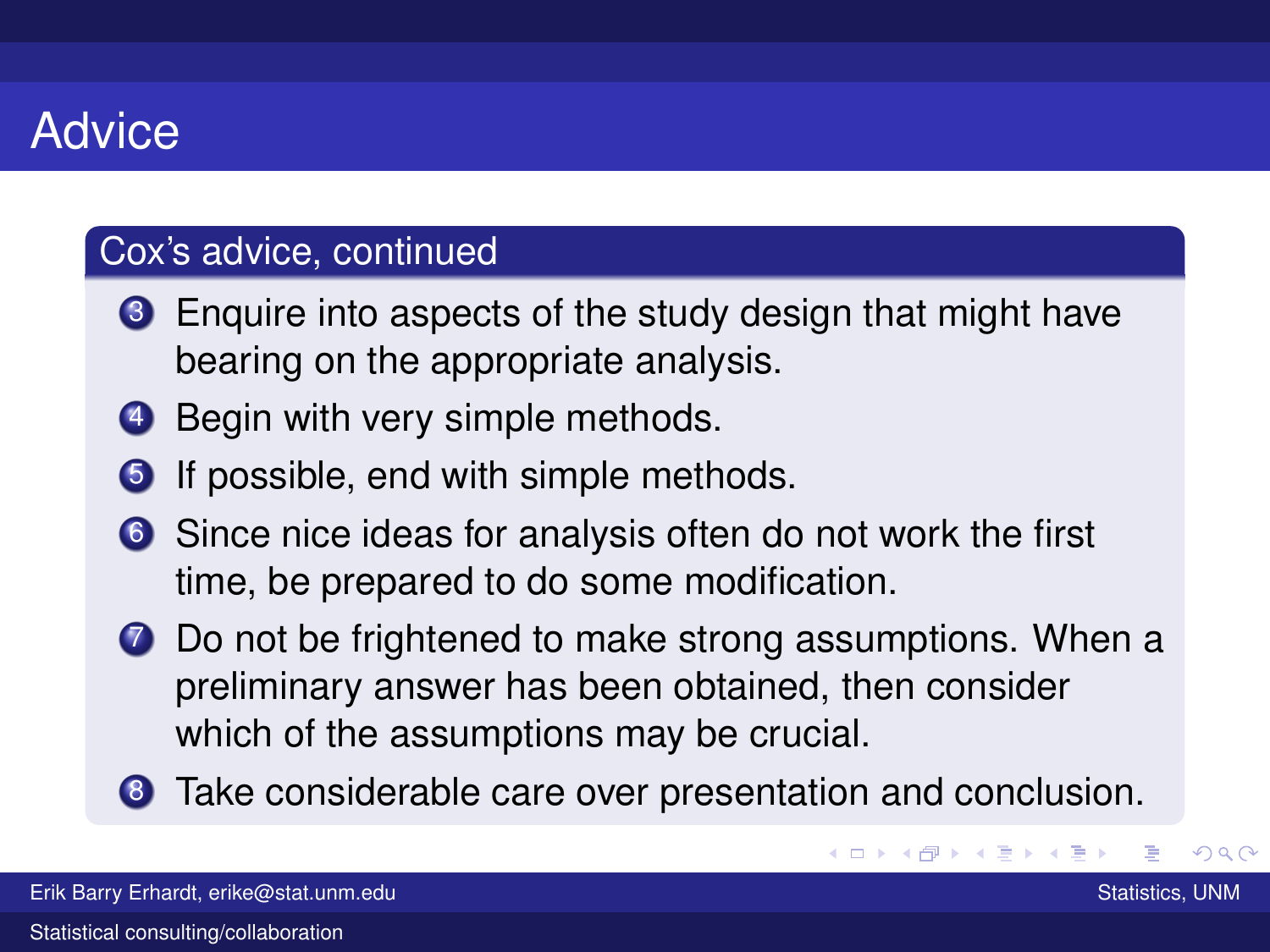# Advice

## Cox's advice, continued

3. Enquire into aspects of the study design that might have bearing on the appropriate analysis.
4. Begin with very simple methods.
5. If possible, end with simple methods.
6. Since nice ideas for analysis often do not work the first time, be prepared to do some modification.
7. Do not be frightened to make strong assumptions. When a preliminary answer has been obtained, then consider which of the assumptions may be crucial.
8. Take considerable care over presentation and conclusion.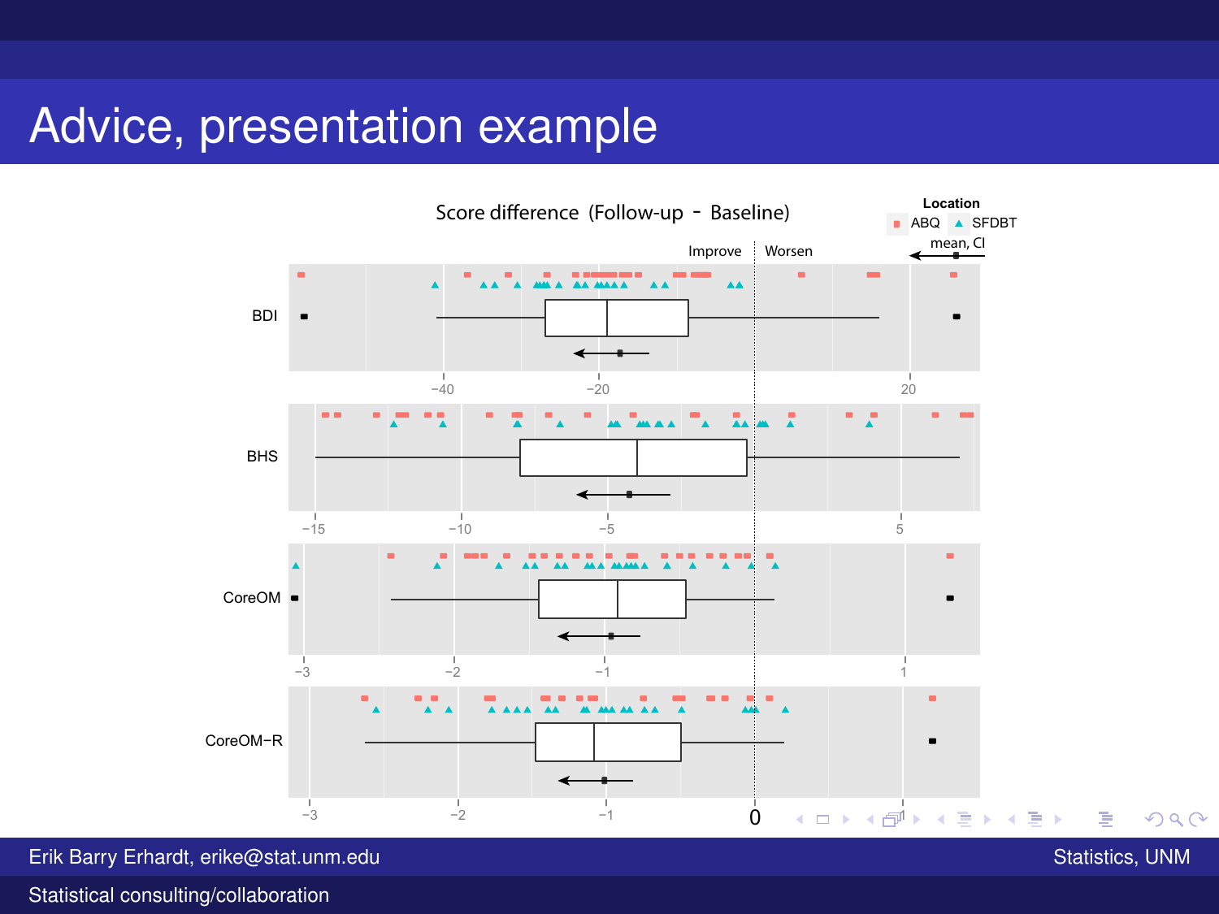# Advice, presentation example

Score difference (Follow-up - Baseline)

Location: ABQ, SFDBT; mean, CI

Improve | Worsen

BDI: −40, −20, 20

BHS: −15, −10, −5, 5

CoreOM: −3, −2, −1, 1

CoreOM−R: −3, −2, −1, 0, 1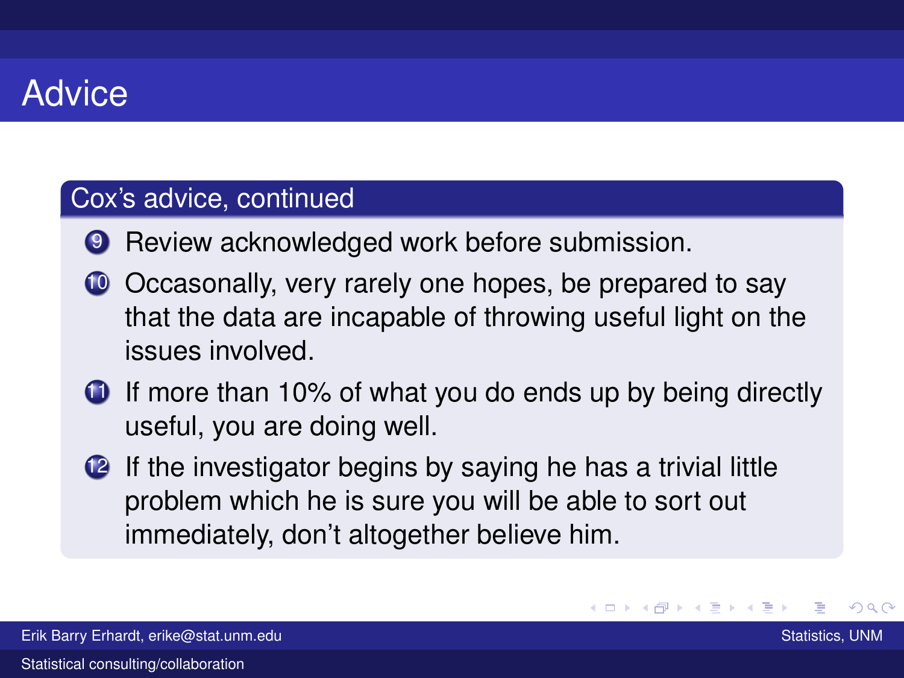# Advice

## Cox's advice, continued

9. Review acknowledged work before submission.
10. Occasonally, very rarely one hopes, be prepared to say that the data are incapable of throwing useful light on the issues involved.
11. If more than 10% of what you do ends up by being directly useful, you are doing well.
12. If the investigator begins by saying he has a trivial little problem which he is sure you will be able to sort out immediately, don't altogether believe him.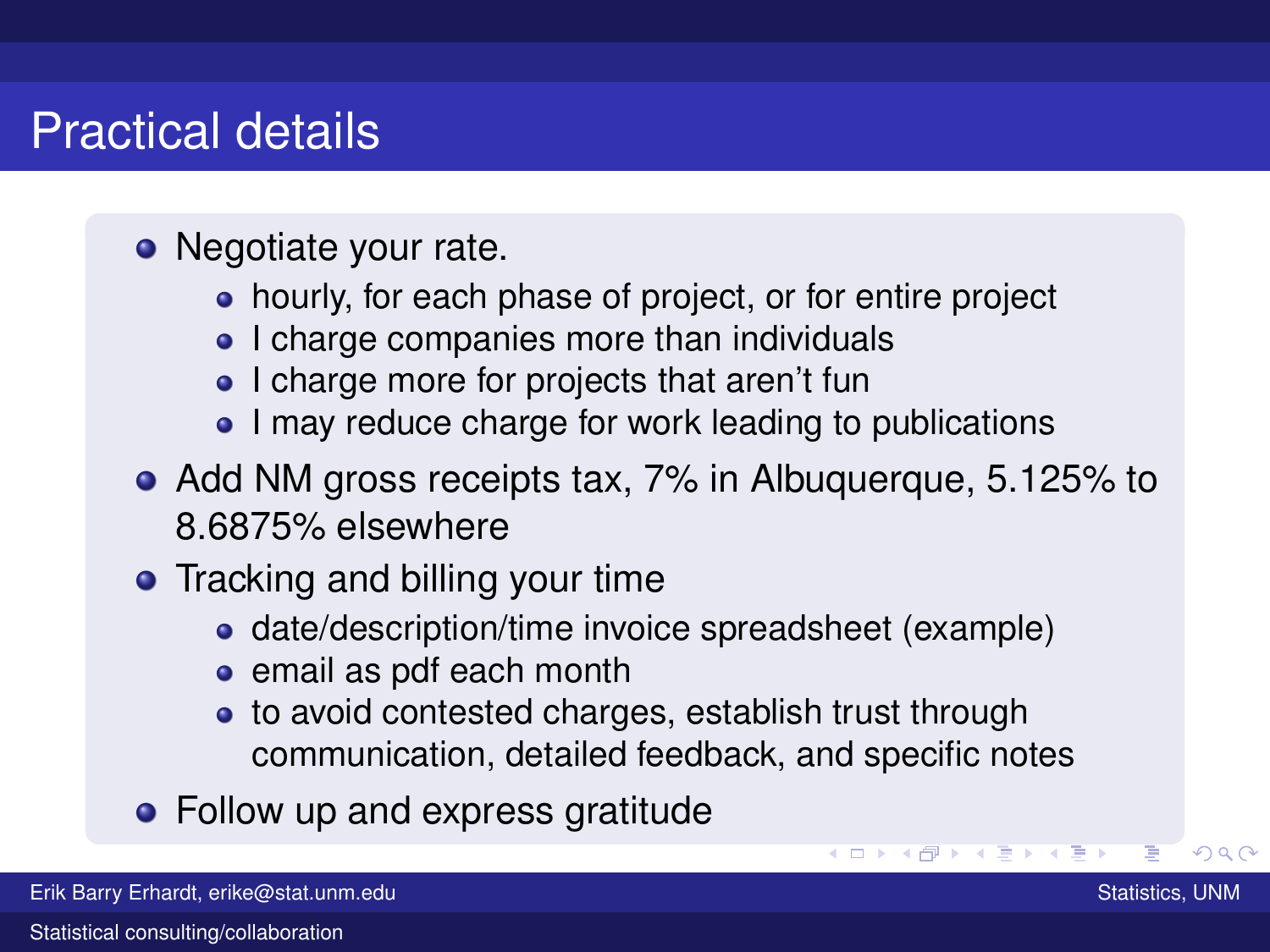# Practical details

- Negotiate your rate.
  - hourly, for each phase of project, or for entire project
  - I charge companies more than individuals
  - I charge more for projects that aren't fun
  - I may reduce charge for work leading to publications
- Add NM gross receipts tax, 7% in Albuquerque, 5.125% to 8.6875% elsewhere
- Tracking and billing your time
  - date/description/time invoice spreadsheet (example)
  - email as pdf each month
  - to avoid contested charges, establish trust through communication, detailed feedback, and specific notes
- Follow up and express gratitude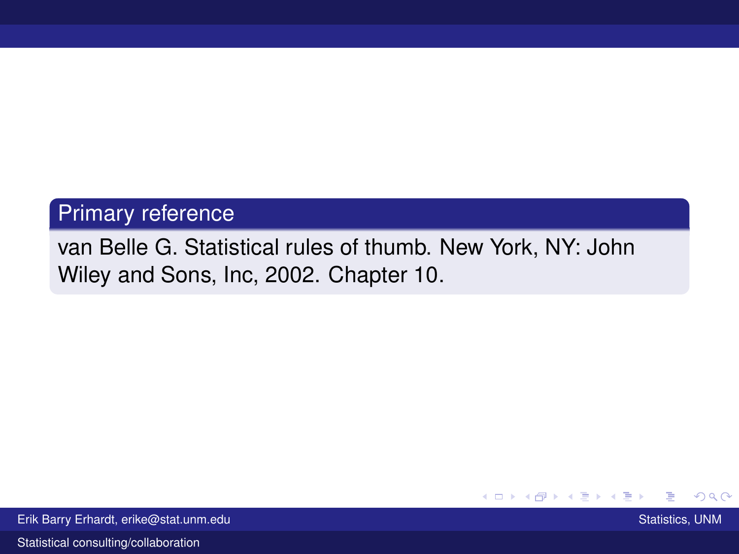**Primary reference**

van Belle G. Statistical rules of thumb. New York, NY: John Wiley and Sons, Inc, 2002. Chapter 10.